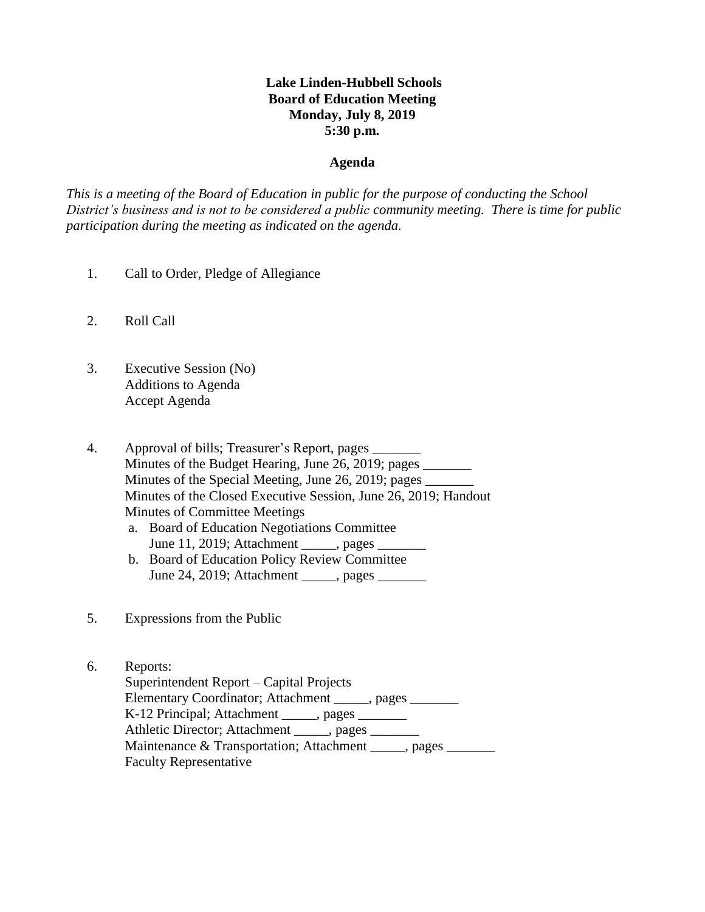**Lake Linden-Hubbell Schools**
**Board of Education Meeting**
**Monday, July 8, 2019**
**5:30 p.m.**

**Agenda**

*This is a meeting of the Board of Education in public for the purpose of conducting the School District's business and is not to be considered a public community meeting. There is time for public participation during the meeting as indicated on the agenda.*

1. Call to Order, Pledge of Allegiance

2. Roll Call

3. Executive Session (No)
   Additions to Agenda
   Accept Agenda

4. Approval of bills; Treasurer's Report, pages _______
   Minutes of the Budget Hearing, June 26, 2019; pages _______
   Minutes of the Special Meeting, June 26, 2019; pages _______
   Minutes of the Closed Executive Session, June 26, 2019; Handout
   Minutes of Committee Meetings
   a. Board of Education Negotiations Committee
      June 11, 2019; Attachment _____, pages _______
   b. Board of Education Policy Review Committee
      June 24, 2019; Attachment _____, pages _______

5. Expressions from the Public

6. Reports:
   Superintendent Report – Capital Projects
   Elementary Coordinator; Attachment _____, pages _______
   K-12 Principal; Attachment _____, pages _______
   Athletic Director; Attachment _____, pages _______
   Maintenance & Transportation; Attachment _____, pages _______
   Faculty Representative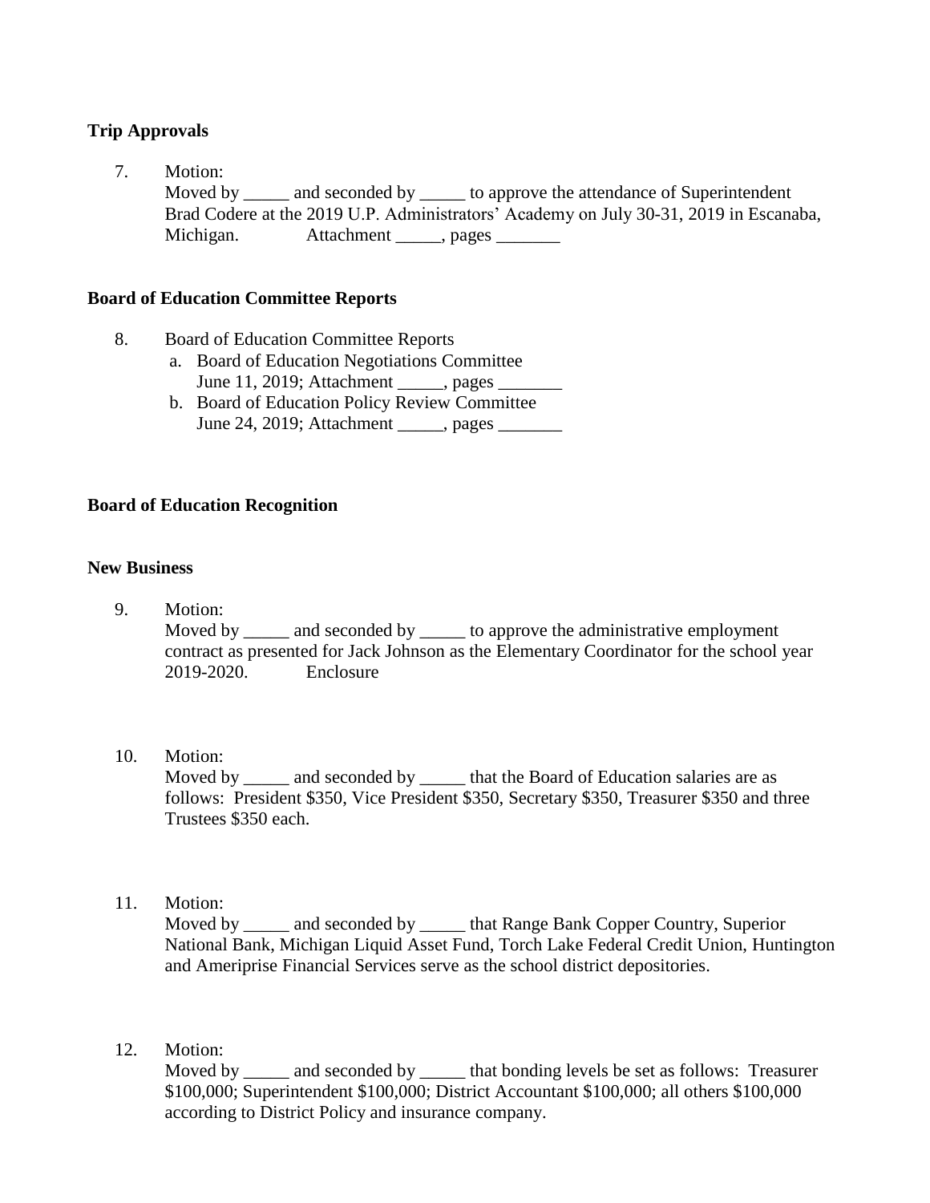**Trip Approvals**

7. Motion:
   Moved by _____ and seconded by _____ to approve the attendance of Superintendent Brad Codere at the 2019 U.P. Administrators' Academy on July 30-31, 2019 in Escanaba, Michigan. Attachment _____, pages _______

**Board of Education Committee Reports**

8. Board of Education Committee Reports
   a. Board of Education Negotiations Committee
      June 11, 2019; Attachment _____, pages _______
   b. Board of Education Policy Review Committee
      June 24, 2019; Attachment _____, pages _______

**Board of Education Recognition**

**New Business**

9. Motion:
   Moved by _____ and seconded by _____ to approve the administrative employment contract as presented for Jack Johnson as the Elementary Coordinator for the school year 2019-2020. Enclosure

10. Motion:
    Moved by _____ and seconded by _____ that the Board of Education salaries are as follows: President $350, Vice President $350, Secretary $350, Treasurer $350 and three Trustees $350 each.

11. Motion:
    Moved by _____ and seconded by _____ that Range Bank Copper Country, Superior National Bank, Michigan Liquid Asset Fund, Torch Lake Federal Credit Union, Huntington and Ameriprise Financial Services serve as the school district depositories.

12. Motion:
    Moved by _____ and seconded by _____ that bonding levels be set as follows: Treasurer $100,000; Superintendent $100,000; District Accountant $100,000; all others $100,000 according to District Policy and insurance company.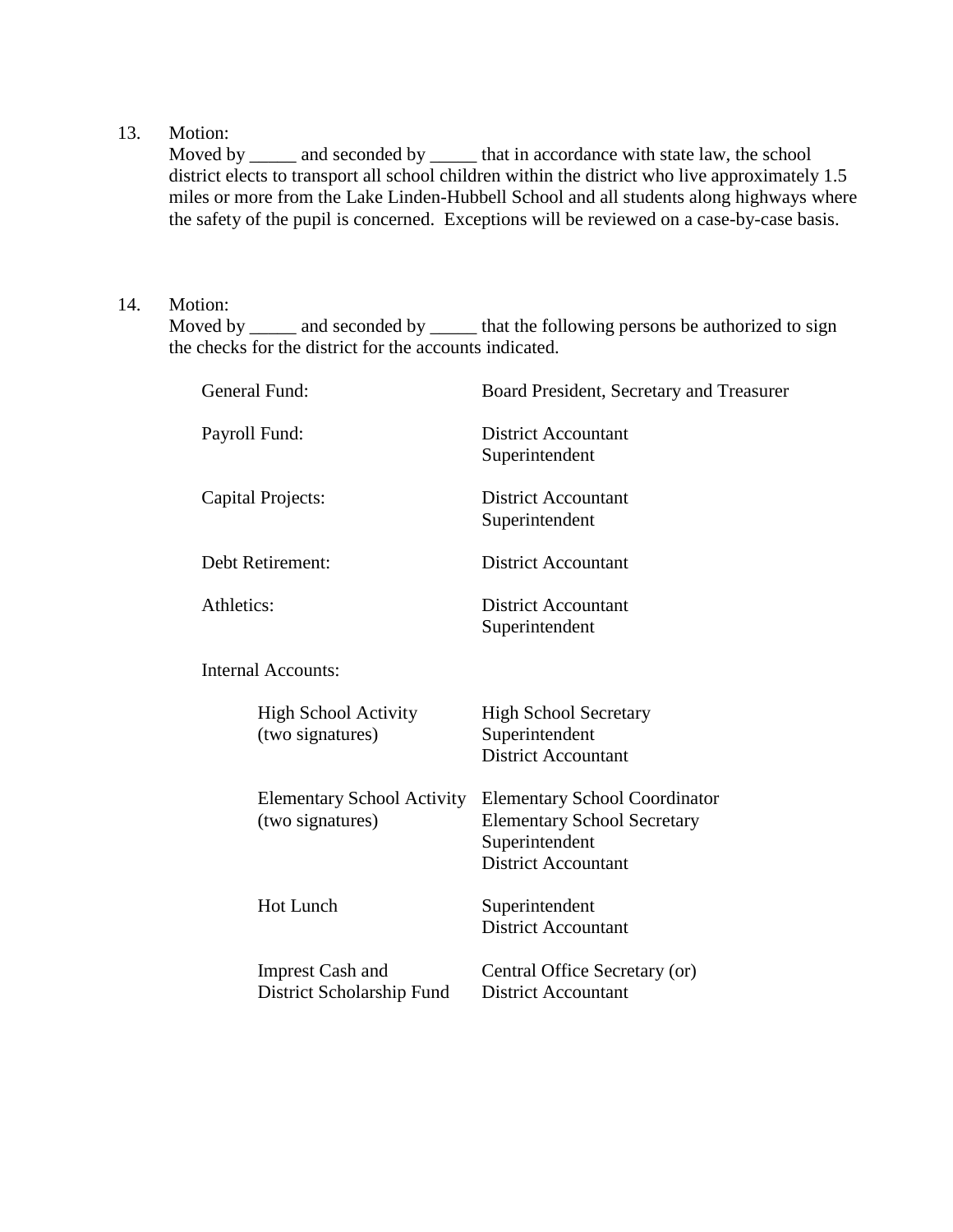13. Motion:
    Moved by _____ and seconded by _____ that in accordance with state law, the school district elects to transport all school children within the district who live approximately 1.5 miles or more from the Lake Linden-Hubbell School and all students along highways where the safety of the pupil is concerned. Exceptions will be reviewed on a case-by-case basis.

14. Motion:
    Moved by _____ and seconded by _____ that the following persons be authorized to sign the checks for the district for the accounts indicated.

| Account | Authorized Signers |
|---|---|
| General Fund: | Board President, Secretary and Treasurer |
| Payroll Fund: | District Accountant<br>Superintendent |
| Capital Projects: | District Accountant<br>Superintendent |
| Debt Retirement: | District Accountant |
| Athletics: | District Accountant<br>Superintendent |
| Internal Accounts: | |
| High School Activity (two signatures) | High School Secretary<br>Superintendent<br>District Accountant |
| Elementary School Activity (two signatures) | Elementary School Coordinator<br>Elementary School Secretary<br>Superintendent<br>District Accountant |
| Hot Lunch | Superintendent<br>District Accountant |
| Imprest Cash and District Scholarship Fund | Central Office Secretary (or)<br>District Accountant |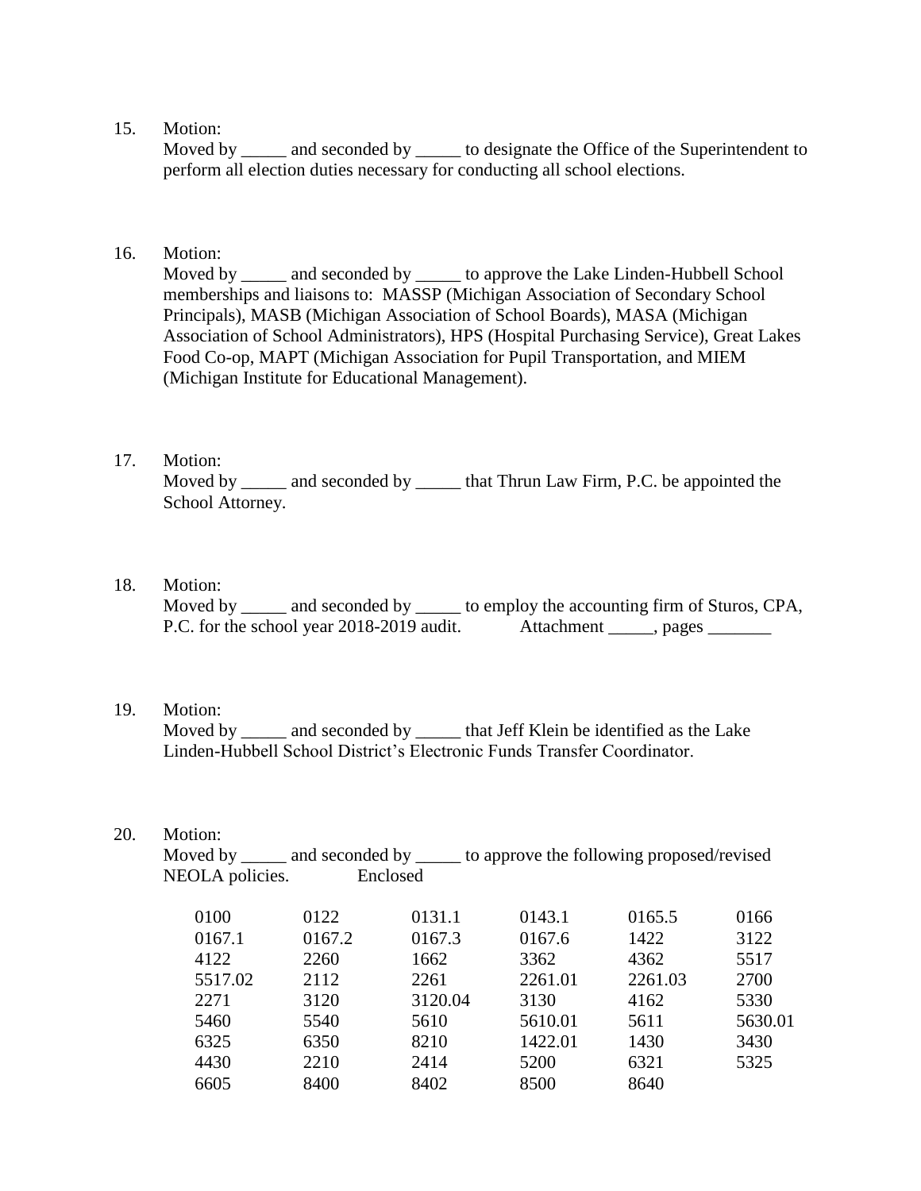15. Motion:
    Moved by _____ and seconded by _____ to designate the Office of the Superintendent to perform all election duties necessary for conducting all school elections.

16. Motion:
    Moved by _____ and seconded by _____ to approve the Lake Linden-Hubbell School memberships and liaisons to: MASSP (Michigan Association of Secondary School Principals), MASB (Michigan Association of School Boards), MASA (Michigan Association of School Administrators), HPS (Hospital Purchasing Service), Great Lakes Food Co-op, MAPT (Michigan Association for Pupil Transportation, and MIEM (Michigan Institute for Educational Management).

17. Motion:
    Moved by _____ and seconded by _____ that Thrun Law Firm, P.C. be appointed the School Attorney.

18. Motion:
    Moved by _____ and seconded by _____ to employ the accounting firm of Sturos, CPA, P.C. for the school year 2018-2019 audit. Attachment _____, pages _______

19. Motion:
    Moved by _____ and seconded by _____ that Jeff Klein be identified as the Lake Linden-Hubbell School District's Electronic Funds Transfer Coordinator.

20. Motion:
    Moved by _____ and seconded by _____ to approve the following proposed/revised NEOLA policies. Enclosed

| | | | | | |
|---|---|---|---|---|---|
| 0100 | 0122 | 0131.1 | 0143.1 | 0165.5 | 0166 |
| 0167.1 | 0167.2 | 0167.3 | 0167.6 | 1422 | 3122 |
| 4122 | 2260 | 1662 | 3362 | 4362 | 5517 |
| 5517.02 | 2112 | 2261 | 2261.01 | 2261.03 | 2700 |
| 2271 | 3120 | 3120.04 | 3130 | 4162 | 5330 |
| 5460 | 5540 | 5610 | 5610.01 | 5611 | 5630.01 |
| 6325 | 6350 | 8210 | 1422.01 | 1430 | 3430 |
| 4430 | 2210 | 2414 | 5200 | 6321 | 5325 |
| 6605 | 8400 | 8402 | 8500 | 8640 | |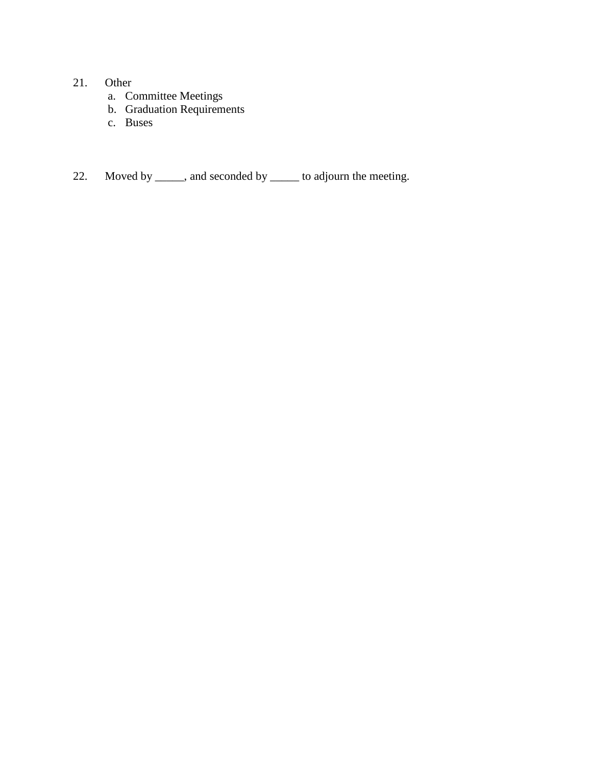21. Other
    a. Committee Meetings
    b. Graduation Requirements
    c. Buses

22. Moved by _____, and seconded by _____ to adjourn the meeting.